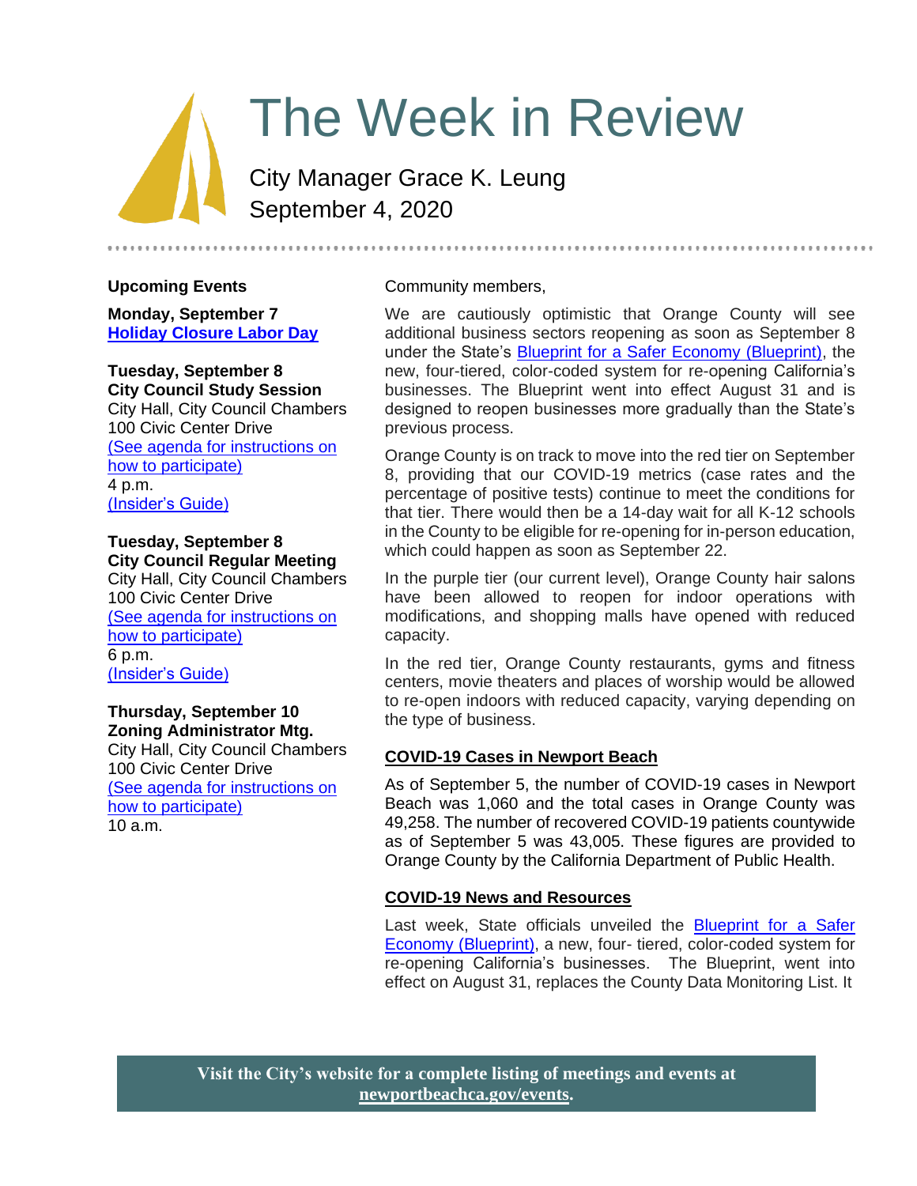# The Week in Review

City Manager Grace K. Leung
September 4, 2020

## Upcoming Events

**Monday, September 7**
**Holiday Closure Labor Day**

**Tuesday, September 8**
**City Council Study Session**
City Hall, City Council Chambers
100 Civic Center Drive
(See agenda for instructions on how to participate)
4 p.m.
(Insider's Guide)

**Tuesday, September 8**
**City Council Regular Meeting**
City Hall, City Council Chambers
100 Civic Center Drive
(See agenda for instructions on how to participate)
6 p.m.
(Insider's Guide)

**Thursday, September 10**
**Zoning Administrator Mtg.**
City Hall, City Council Chambers
100 Civic Center Drive
(See agenda for instructions on how to participate)
10 a.m.

Community members,

We are cautiously optimistic that Orange County will see additional business sectors reopening as soon as September 8 under the State's Blueprint for a Safer Economy (Blueprint), the new, four-tiered, color-coded system for re-opening California's businesses. The Blueprint went into effect August 31 and is designed to reopen businesses more gradually than the State's previous process.

Orange County is on track to move into the red tier on September 8, providing that our COVID-19 metrics (case rates and the percentage of positive tests) continue to meet the conditions for that tier. There would then be a 14-day wait for all K-12 schools in the County to be eligible for re-opening for in-person education, which could happen as soon as September 22.

In the purple tier (our current level), Orange County hair salons have been allowed to reopen for indoor operations with modifications, and shopping malls have opened with reduced capacity.

In the red tier, Orange County restaurants, gyms and fitness centers, movie theaters and places of worship would be allowed to re-open indoors with reduced capacity, varying depending on the type of business.

## COVID-19 Cases in Newport Beach

As of September 5, the number of COVID-19 cases in Newport Beach was 1,060 and the total cases in Orange County was 49,258. The number of recovered COVID-19 patients countywide as of September 5 was 43,005. These figures are provided to Orange County by the California Department of Public Health.

## COVID-19 News and Resources

Last week, State officials unveiled the Blueprint for a Safer Economy (Blueprint), a new, four- tiered, color-coded system for re-opening California's businesses. The Blueprint, went into effect on August 31, replaces the County Data Monitoring List. It

**Visit the City's website for a complete listing of meetings and events at newportbeachca.gov/events.**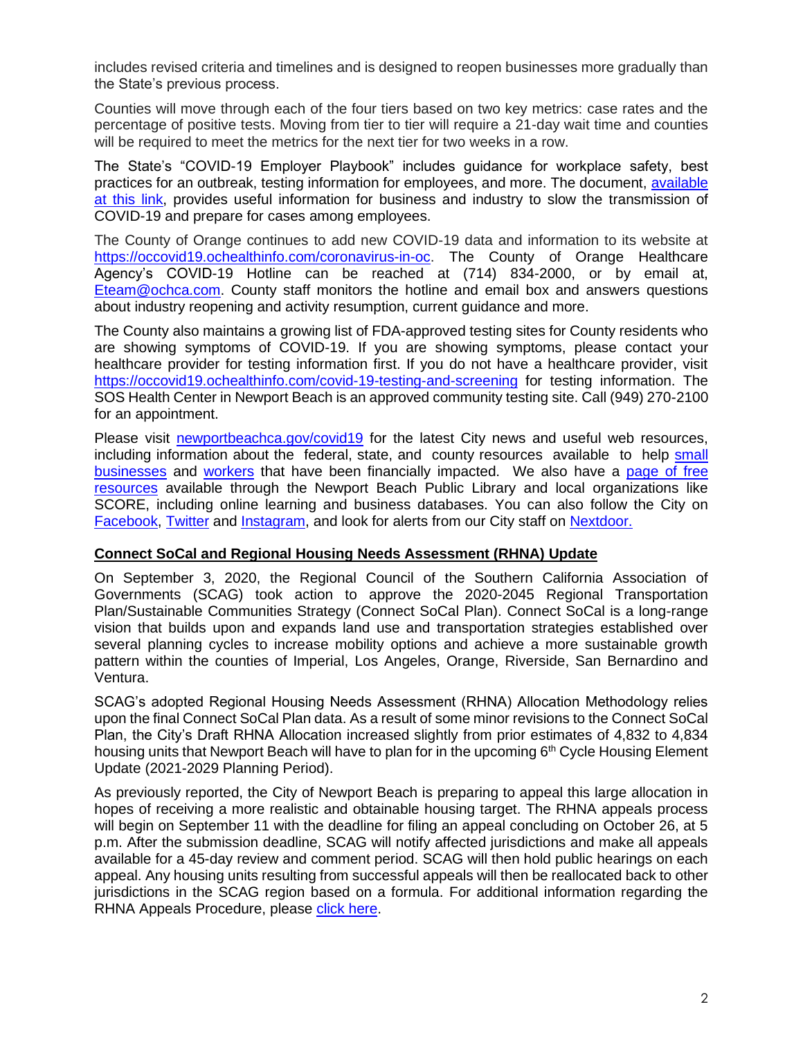includes revised criteria and timelines and is designed to reopen businesses more gradually than the State's previous process.

Counties will move through each of the four tiers based on two key metrics: case rates and the percentage of positive tests. Moving from tier to tier will require a 21-day wait time and counties will be required to meet the metrics for the next tier for two weeks in a row.

The State's "COVID-19 Employer Playbook" includes guidance for workplace safety, best practices for an outbreak, testing information for employees, and more. The document, available at this link, provides useful information for business and industry to slow the transmission of COVID-19 and prepare for cases among employees.

The County of Orange continues to add new COVID-19 data and information to its website at https://occovid19.ochealthinfo.com/coronavirus-in-oc. The County of Orange Healthcare Agency's COVID-19 Hotline can be reached at (714) 834-2000, or by email at, Eteam@ochca.com. County staff monitors the hotline and email box and answers questions about industry reopening and activity resumption, current guidance and more.

The County also maintains a growing list of FDA-approved testing sites for County residents who are showing symptoms of COVID-19. If you are showing symptoms, please contact your healthcare provider for testing information first. If you do not have a healthcare provider, visit https://occovid19.ochealthinfo.com/covid-19-testing-and-screening for testing information. The SOS Health Center in Newport Beach is an approved community testing site. Call (949) 270-2100 for an appointment.

Please visit newportbeachca.gov/covid19 for the latest City news and useful web resources, including information about the federal, state, and county resources available to help small businesses and workers that have been financially impacted. We also have a page of free resources available through the Newport Beach Public Library and local organizations like SCORE, including online learning and business databases. You can also follow the City on Facebook, Twitter and Instagram, and look for alerts from our City staff on Nextdoor.

**Connect SoCal and Regional Housing Needs Assessment (RHNA) Update**

On September 3, 2020, the Regional Council of the Southern California Association of Governments (SCAG) took action to approve the 2020-2045 Regional Transportation Plan/Sustainable Communities Strategy (Connect SoCal Plan). Connect SoCal is a long-range vision that builds upon and expands land use and transportation strategies established over several planning cycles to increase mobility options and achieve a more sustainable growth pattern within the counties of Imperial, Los Angeles, Orange, Riverside, San Bernardino and Ventura.

SCAG's adopted Regional Housing Needs Assessment (RHNA) Allocation Methodology relies upon the final Connect SoCal Plan data. As a result of some minor revisions to the Connect SoCal Plan, the City's Draft RHNA Allocation increased slightly from prior estimates of 4,832 to 4,834 housing units that Newport Beach will have to plan for in the upcoming 6th Cycle Housing Element Update (2021-2029 Planning Period).

As previously reported, the City of Newport Beach is preparing to appeal this large allocation in hopes of receiving a more realistic and obtainable housing target. The RHNA appeals process will begin on September 11 with the deadline for filing an appeal concluding on October 26, at 5 p.m. After the submission deadline, SCAG will notify affected jurisdictions and make all appeals available for a 45-day review and comment period. SCAG will then hold public hearings on each appeal. Any housing units resulting from successful appeals will then be reallocated back to other jurisdictions in the SCAG region based on a formula. For additional information regarding the RHNA Appeals Procedure, please click here.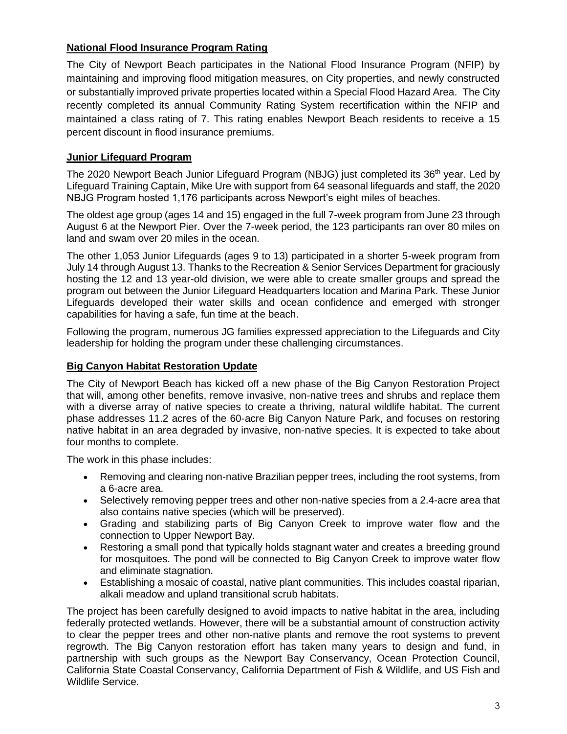## National Flood Insurance Program Rating

The City of Newport Beach participates in the National Flood Insurance Program (NFIP) by maintaining and improving flood mitigation measures, on City properties, and newly constructed or substantially improved private properties located within a Special Flood Hazard Area. The City recently completed its annual Community Rating System recertification within the NFIP and maintained a class rating of 7. This rating enables Newport Beach residents to receive a 15 percent discount in flood insurance premiums.

## Junior Lifeguard Program

The 2020 Newport Beach Junior Lifeguard Program (NBJG) just completed its 36th year. Led by Lifeguard Training Captain, Mike Ure with support from 64 seasonal lifeguards and staff, the 2020 NBJG Program hosted 1,176 participants across Newport's eight miles of beaches.

The oldest age group (ages 14 and 15) engaged in the full 7-week program from June 23 through August 6 at the Newport Pier. Over the 7-week period, the 123 participants ran over 80 miles on land and swam over 20 miles in the ocean.

The other 1,053 Junior Lifeguards (ages 9 to 13) participated in a shorter 5-week program from July 14 through August 13. Thanks to the Recreation & Senior Services Department for graciously hosting the 12 and 13 year-old division, we were able to create smaller groups and spread the program out between the Junior Lifeguard Headquarters location and Marina Park. These Junior Lifeguards developed their water skills and ocean confidence and emerged with stronger capabilities for having a safe, fun time at the beach.

Following the program, numerous JG families expressed appreciation to the Lifeguards and City leadership for holding the program under these challenging circumstances.

## Big Canyon Habitat Restoration Update

The City of Newport Beach has kicked off a new phase of the Big Canyon Restoration Project that will, among other benefits, remove invasive, non-native trees and shrubs and replace them with a diverse array of native species to create a thriving, natural wildlife habitat. The current phase addresses 11.2 acres of the 60-acre Big Canyon Nature Park, and focuses on restoring native habitat in an area degraded by invasive, non-native species. It is expected to take about four months to complete.

The work in this phase includes:

- Removing and clearing non-native Brazilian pepper trees, including the root systems, from a 6-acre area.
- Selectively removing pepper trees and other non-native species from a 2.4-acre area that also contains native species (which will be preserved).
- Grading and stabilizing parts of Big Canyon Creek to improve water flow and the connection to Upper Newport Bay.
- Restoring a small pond that typically holds stagnant water and creates a breeding ground for mosquitoes. The pond will be connected to Big Canyon Creek to improve water flow and eliminate stagnation.
- Establishing a mosaic of coastal, native plant communities. This includes coastal riparian, alkali meadow and upland transitional scrub habitats.

The project has been carefully designed to avoid impacts to native habitat in the area, including federally protected wetlands. However, there will be a substantial amount of construction activity to clear the pepper trees and other non-native plants and remove the root systems to prevent regrowth. The Big Canyon restoration effort has taken many years to design and fund, in partnership with such groups as the Newport Bay Conservancy, Ocean Protection Council, California State Coastal Conservancy, California Department of Fish & Wildlife, and US Fish and Wildlife Service.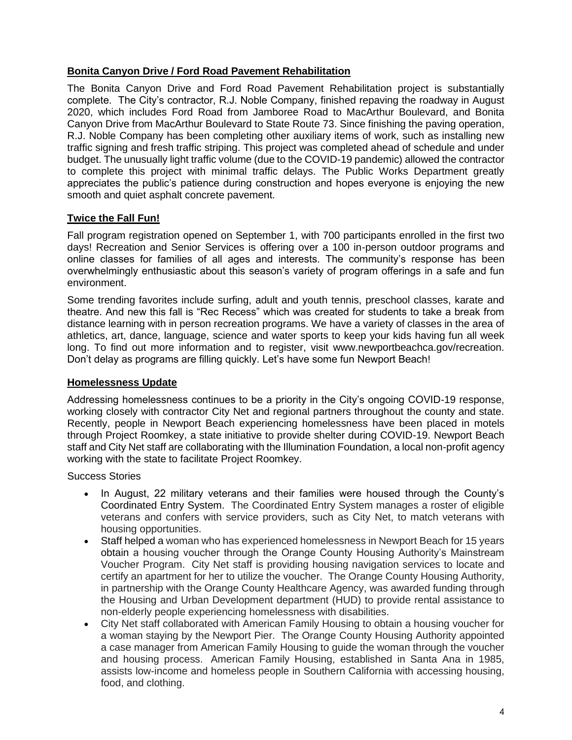## Bonita Canyon Drive / Ford Road Pavement Rehabilitation

The Bonita Canyon Drive and Ford Road Pavement Rehabilitation project is substantially complete. The City's contractor, R.J. Noble Company, finished repaving the roadway in August 2020, which includes Ford Road from Jamboree Road to MacArthur Boulevard, and Bonita Canyon Drive from MacArthur Boulevard to State Route 73. Since finishing the paving operation, R.J. Noble Company has been completing other auxiliary items of work, such as installing new traffic signing and fresh traffic striping. This project was completed ahead of schedule and under budget. The unusually light traffic volume (due to the COVID-19 pandemic) allowed the contractor to complete this project with minimal traffic delays. The Public Works Department greatly appreciates the public's patience during construction and hopes everyone is enjoying the new smooth and quiet asphalt concrete pavement.

## Twice the Fall Fun!

Fall program registration opened on September 1, with 700 participants enrolled in the first two days! Recreation and Senior Services is offering over a 100 in-person outdoor programs and online classes for families of all ages and interests. The community's response has been overwhelmingly enthusiastic about this season's variety of program offerings in a safe and fun environment.

Some trending favorites include surfing, adult and youth tennis, preschool classes, karate and theatre. And new this fall is "Rec Recess" which was created for students to take a break from distance learning with in person recreation programs. We have a variety of classes in the area of athletics, art, dance, language, science and water sports to keep your kids having fun all week long. To find out more information and to register, visit www.newportbeachca.gov/recreation. Don't delay as programs are filling quickly. Let's have some fun Newport Beach!

## Homelessness Update

Addressing homelessness continues to be a priority in the City's ongoing COVID-19 response, working closely with contractor City Net and regional partners throughout the county and state. Recently, people in Newport Beach experiencing homelessness have been placed in motels through Project Roomkey, a state initiative to provide shelter during COVID-19. Newport Beach staff and City Net staff are collaborating with the Illumination Foundation, a local non-profit agency working with the state to facilitate Project Roomkey.

Success Stories

- In August, 22 military veterans and their families were housed through the County's Coordinated Entry System. The Coordinated Entry System manages a roster of eligible veterans and confers with service providers, such as City Net, to match veterans with housing opportunities.
- Staff helped a woman who has experienced homelessness in Newport Beach for 15 years obtain a housing voucher through the Orange County Housing Authority's Mainstream Voucher Program. City Net staff is providing housing navigation services to locate and certify an apartment for her to utilize the voucher. The Orange County Housing Authority, in partnership with the Orange County Healthcare Agency, was awarded funding through the Housing and Urban Development department (HUD) to provide rental assistance to non-elderly people experiencing homelessness with disabilities.
- City Net staff collaborated with American Family Housing to obtain a housing voucher for a woman staying by the Newport Pier. The Orange County Housing Authority appointed a case manager from American Family Housing to guide the woman through the voucher and housing process. American Family Housing, established in Santa Ana in 1985, assists low-income and homeless people in Southern California with accessing housing, food, and clothing.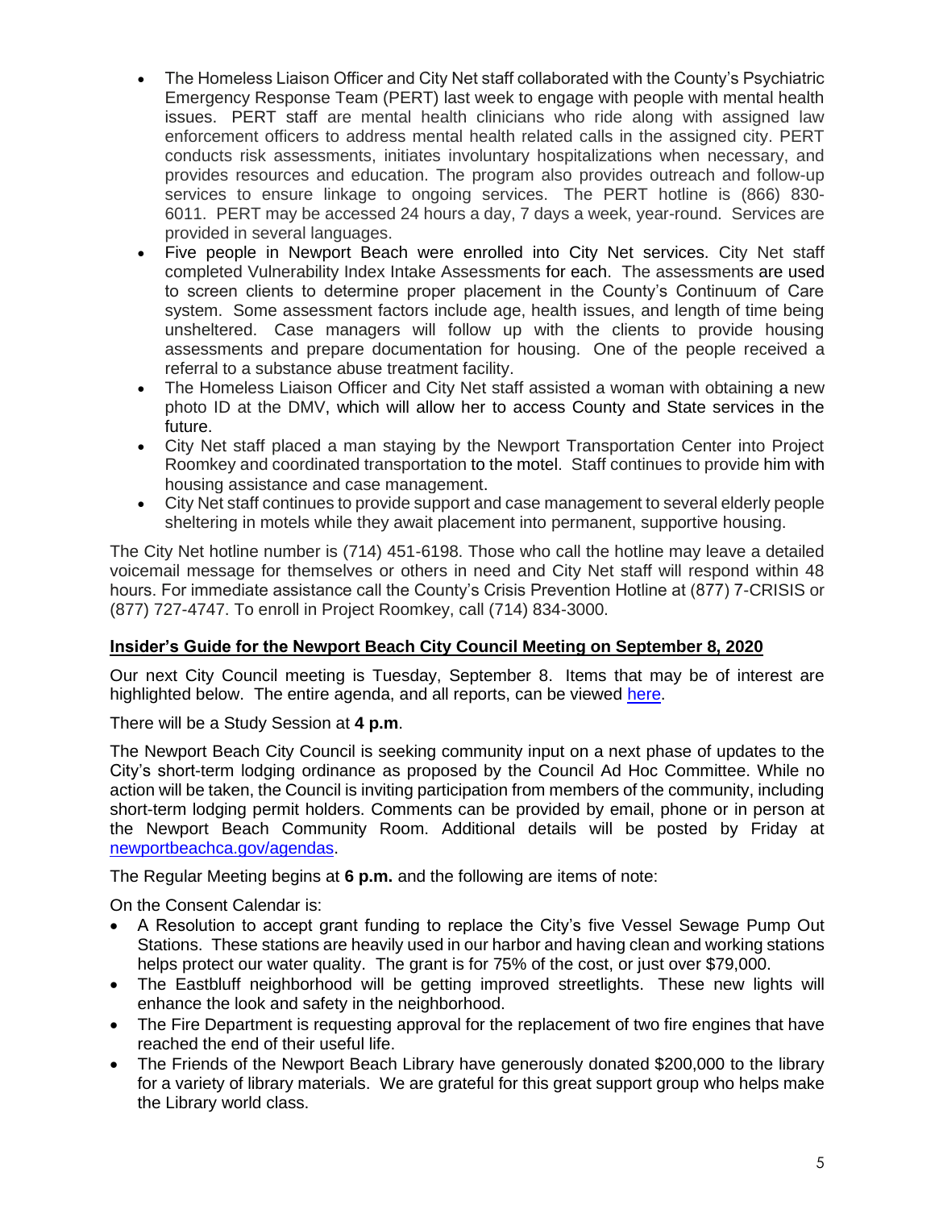- The Homeless Liaison Officer and City Net staff collaborated with the County's Psychiatric Emergency Response Team (PERT) last week to engage with people with mental health issues. PERT staff are mental health clinicians who ride along with assigned law enforcement officers to address mental health related calls in the assigned city. PERT conducts risk assessments, initiates involuntary hospitalizations when necessary, and provides resources and education. The program also provides outreach and follow-up services to ensure linkage to ongoing services. The PERT hotline is (866) 830-6011. PERT may be accessed 24 hours a day, 7 days a week, year-round. Services are provided in several languages.
- Five people in Newport Beach were enrolled into City Net services. City Net staff completed Vulnerability Index Intake Assessments for each. The assessments are used to screen clients to determine proper placement in the County's Continuum of Care system. Some assessment factors include age, health issues, and length of time being unsheltered. Case managers will follow up with the clients to provide housing assessments and prepare documentation for housing. One of the people received a referral to a substance abuse treatment facility.
- The Homeless Liaison Officer and City Net staff assisted a woman with obtaining a new photo ID at the DMV, which will allow her to access County and State services in the future.
- City Net staff placed a man staying by the Newport Transportation Center into Project Roomkey and coordinated transportation to the motel. Staff continues to provide him with housing assistance and case management.
- City Net staff continues to provide support and case management to several elderly people sheltering in motels while they await placement into permanent, supportive housing.

The City Net hotline number is (714) 451-6198. Those who call the hotline may leave a detailed voicemail message for themselves or others in need and City Net staff will respond within 48 hours. For immediate assistance call the County's Crisis Prevention Hotline at (877) 7-CRISIS or (877) 727-4747. To enroll in Project Roomkey, call (714) 834-3000.

## Insider's Guide for the Newport Beach City Council Meeting on September 8, 2020

Our next City Council meeting is Tuesday, September 8. Items that may be of interest are highlighted below. The entire agenda, and all reports, can be viewed [here](here).

There will be a Study Session at **4 p.m**.

The Newport Beach City Council is seeking community input on a next phase of updates to the City's short-term lodging ordinance as proposed by the Council Ad Hoc Committee. While no action will be taken, the Council is inviting participation from members of the community, including short-term lodging permit holders. Comments can be provided by email, phone or in person at the Newport Beach Community Room. Additional details will be posted by Friday at [newportbeachca.gov/agendas](newportbeachca.gov/agendas).

The Regular Meeting begins at **6 p.m.** and the following are items of note:

On the Consent Calendar is:

- A Resolution to accept grant funding to replace the City's five Vessel Sewage Pump Out Stations. These stations are heavily used in our harbor and having clean and working stations helps protect our water quality. The grant is for 75% of the cost, or just over $79,000.
- The Eastbluff neighborhood will be getting improved streetlights. These new lights will enhance the look and safety in the neighborhood.
- The Fire Department is requesting approval for the replacement of two fire engines that have reached the end of their useful life.
- The Friends of the Newport Beach Library have generously donated $200,000 to the library for a variety of library materials. We are grateful for this great support group who helps make the Library world class.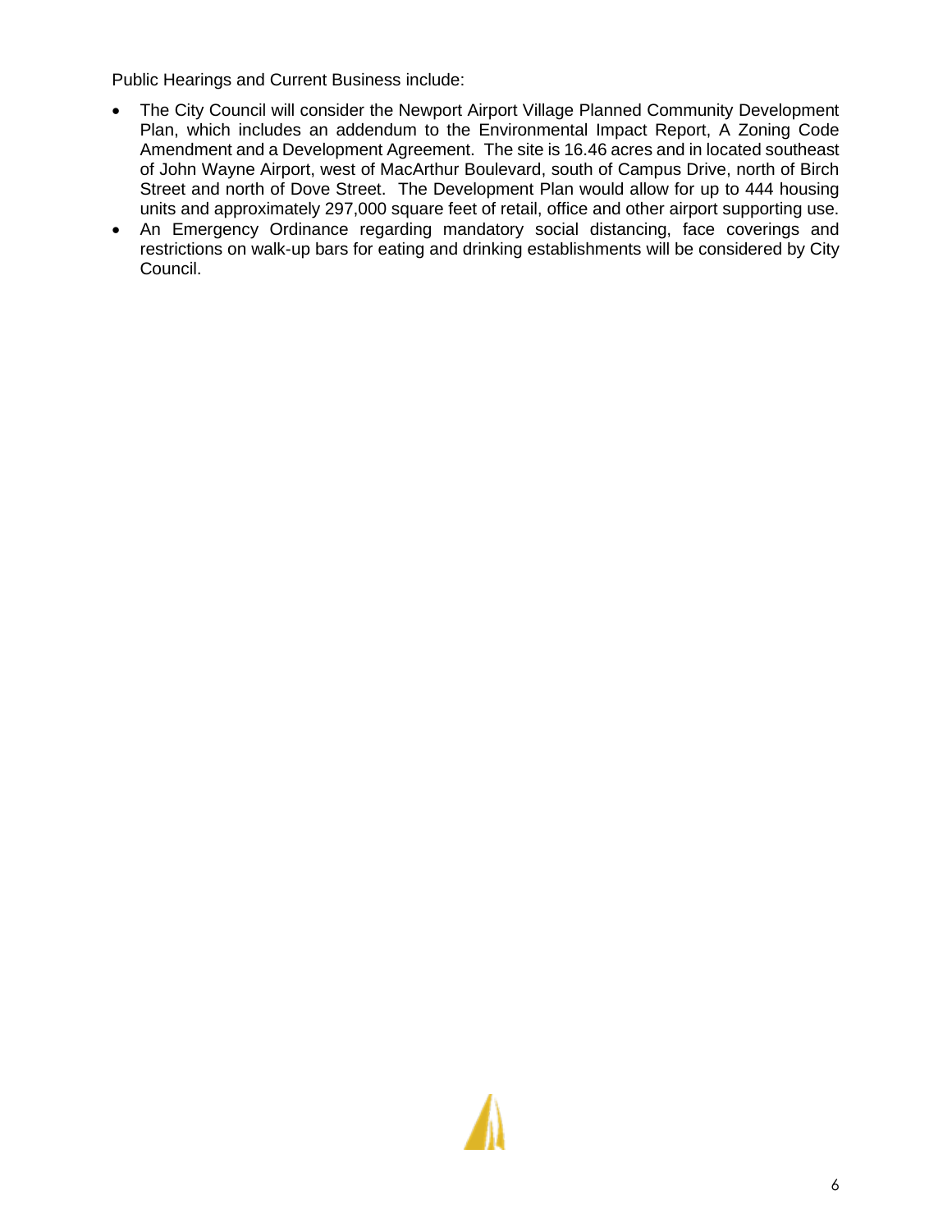Public Hearings and Current Business include:

- The City Council will consider the Newport Airport Village Planned Community Development Plan, which includes an addendum to the Environmental Impact Report, A Zoning Code Amendment and a Development Agreement. The site is 16.46 acres and in located southeast of John Wayne Airport, west of MacArthur Boulevard, south of Campus Drive, north of Birch Street and north of Dove Street. The Development Plan would allow for up to 444 housing units and approximately 297,000 square feet of retail, office and other airport supporting use.
- An Emergency Ordinance regarding mandatory social distancing, face coverings and restrictions on walk-up bars for eating and drinking establishments will be considered by City Council.